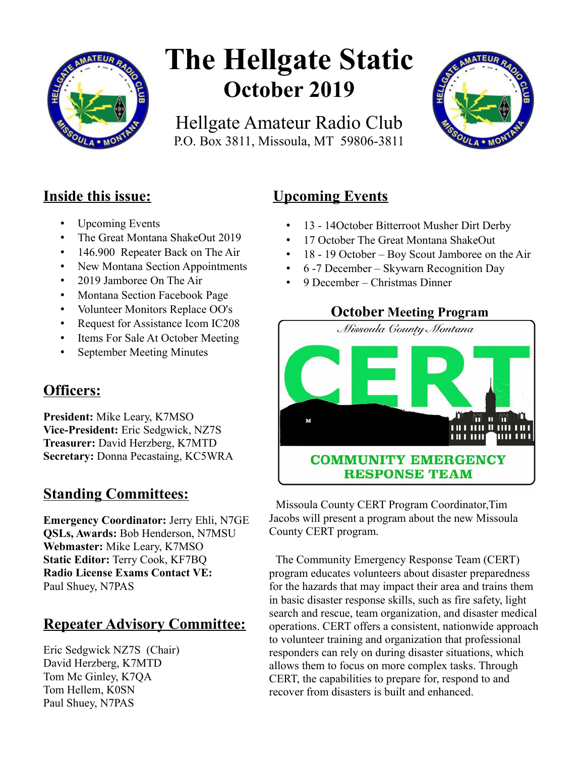# The Hellgate Static

## October 2019

Hellgate Amateur Radio Club
P.O. Box 3811, Missoula, MT 59806-3811

## Inside this issue:

- Upcoming Events
- The Great Montana ShakeOut 2019
- 146.900 Repeater Back on The Air
- New Montana Section Appointments
- 2019 Jamboree On The Air
- Montana Section Facebook Page
- Volunteer Monitors Replace OO's
- Request for Assistance Icom IC208
- Items For Sale At October Meeting
- September Meeting Minutes

## Officers:

**President:** Mike Leary, K7MSO
**Vice-President:** Eric Sedgwick, NZ7S
**Treasurer:** David Herzberg, K7MTD
**Secretary:** Donna Pecastaing, KC5WRA

## Standing Committees:

**Emergency Coordinator:** Jerry Ehli, N7GE
**QSLs, Awards:** Bob Henderson, N7MSU
**Webmaster:** Mike Leary, K7MSO
**Static Editor:** Terry Cook, KF7BQ
**Radio License Exams Contact VE:** Paul Shuey, N7PAS

## Repeater Advisory Committee:

Eric Sedgwick NZ7S (Chair)
David Herzberg, K7MTD
Tom Mc Ginley, K7QA
Tom Hellem, K0SN
Paul Shuey, N7PAS

## Upcoming Events

- 13 - 14October Bitterroot Musher Dirt Derby
- 17 October The Great Montana ShakeOut
- 18 - 19 October – Boy Scout Jamboree on the Air
- 6 -7 December – Skywarn Recognition Day
- 9 December – Christmas Dinner

### October Meeting Program

Missoula County Montana
CERT
COMMUNITY EMERGENCY RESPONSE TEAM

Missoula County CERT Program Coordinator,Tim Jacobs will present a program about the new Missoula County CERT program.

The Community Emergency Response Team (CERT) program educates volunteers about disaster preparedness for the hazards that may impact their area and trains them in basic disaster response skills, such as fire safety, light search and rescue, team organization, and disaster medical operations. CERT offers a consistent, nationwide approach to volunteer training and organization that professional responders can rely on during disaster situations, which allows them to focus on more complex tasks. Through CERT, the capabilities to prepare for, respond to and recover from disasters is built and enhanced.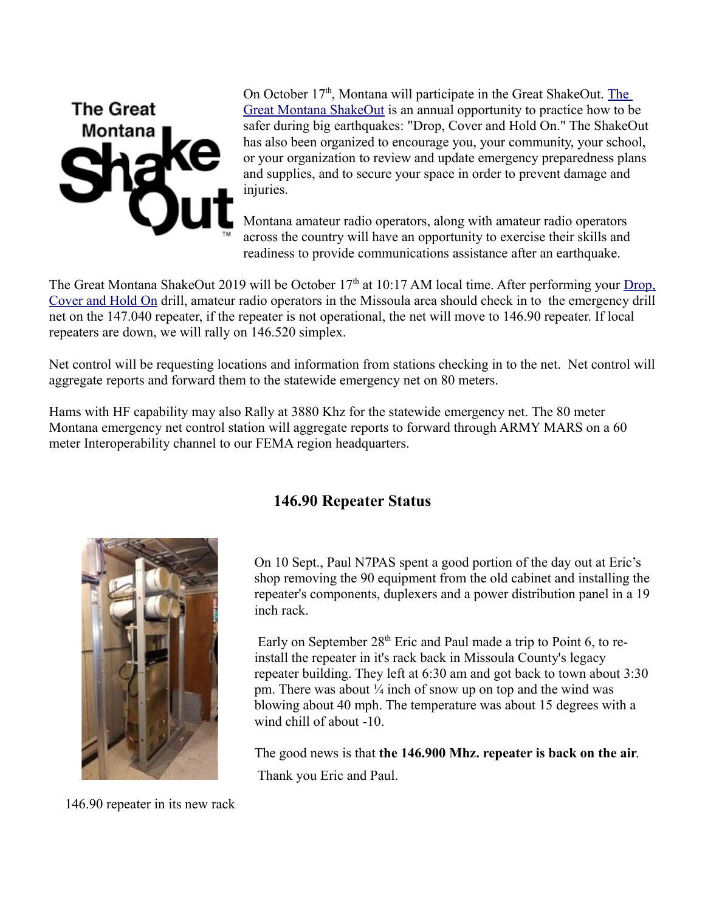On October 17th, Montana will participate in the Great ShakeOut. The Great Montana ShakeOut is an annual opportunity to practice how to be safer during big earthquakes: "Drop, Cover and Hold On." The ShakeOut has also been organized to encourage you, your community, your school, or your organization to review and update emergency preparedness plans and supplies, and to secure your space in order to prevent damage and injuries.

Montana amateur radio operators, along with amateur radio operators across the country will have an opportunity to exercise their skills and readiness to provide communications assistance after an earthquake.

The Great Montana ShakeOut 2019 will be October 17th at 10:17 AM local time. After performing your Drop, Cover and Hold On drill, amateur radio operators in the Missoula area should check in to the emergency drill net on the 147.040 repeater, if the repeater is not operational, the net will move to 146.90 repeater. If local repeaters are down, we will rally on 146.520 simplex.

Net control will be requesting locations and information from stations checking in to the net. Net control will aggregate reports and forward them to the statewide emergency net on 80 meters.

Hams with HF capability may also Rally at 3880 Khz for the statewide emergency net. The 80 meter Montana emergency net control station will aggregate reports to forward through ARMY MARS on a 60 meter Interoperability channel to our FEMA region headquarters.

## 146.90 Repeater Status

On 10 Sept., Paul N7PAS spent a good portion of the day out at Eric's shop removing the 90 equipment from the old cabinet and installing the repeater's components, duplexers and a power distribution panel in a 19 inch rack.

Early on September 28th Eric and Paul made a trip to Point 6, to re-install the repeater in it's rack back in Missoula County's legacy repeater building. They left at 6:30 am and got back to town about 3:30 pm. There was about ¼ inch of snow up on top and the wind was blowing about 40 mph. The temperature was about 15 degrees with a wind chill of about -10.

The good news is that **the 146.900 Mhz. repeater is back on the air**. Thank you Eric and Paul.

146.90 repeater in its new rack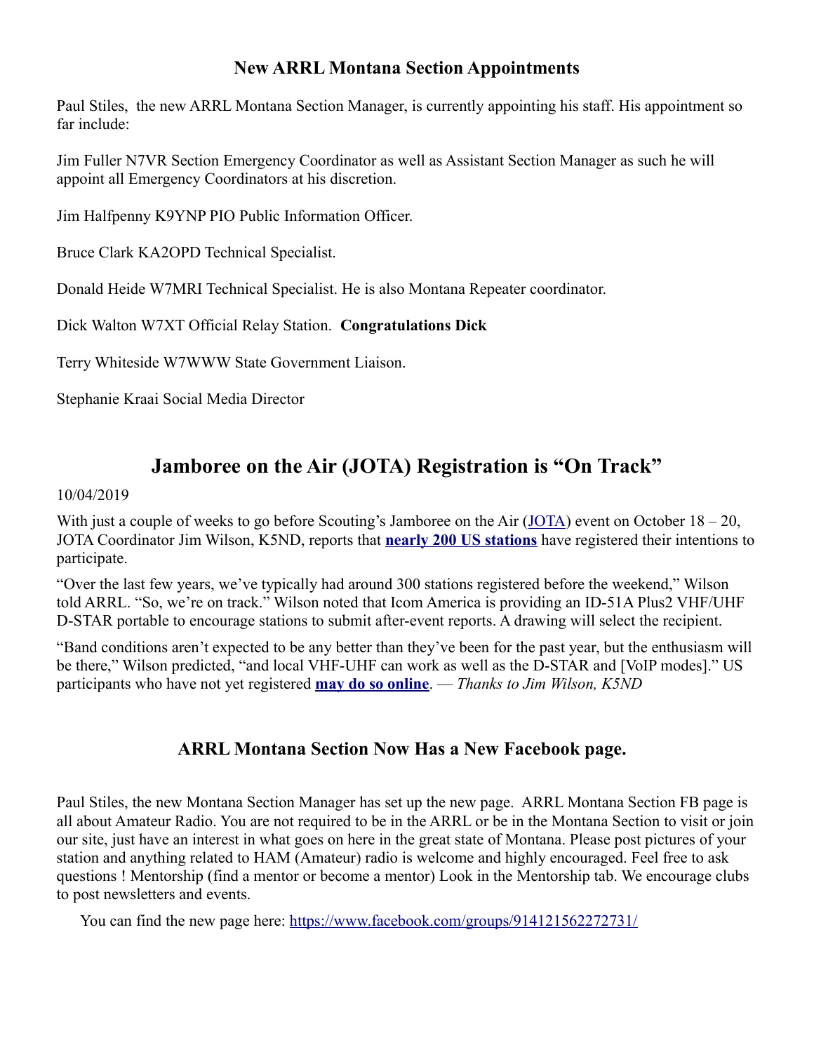## New ARRL Montana Section Appointments

Paul Stiles, the new ARRL Montana Section Manager, is currently appointing his staff. His appointment so far include:

Jim Fuller N7VR Section Emergency Coordinator as well as Assistant Section Manager as such he will appoint all Emergency Coordinators at his discretion.

Jim Halfpenny K9YNP PIO Public Information Officer.

Bruce Clark KA2OPD Technical Specialist.

Donald Heide W7MRI Technical Specialist. He is also Montana Repeater coordinator.

Dick Walton W7XT Official Relay Station. **Congratulations Dick**

Terry Whiteside W7WWW State Government Liaison.

Stephanie Kraai Social Media Director

# Jamboree on the Air (JOTA) Registration is "On Track"

10/04/2019

With just a couple of weeks to go before Scouting's Jamboree on the Air (JOTA) event on October 18 – 20, JOTA Coordinator Jim Wilson, K5ND, reports that **nearly 200 US stations** have registered their intentions to participate.

"Over the last few years, we've typically had around 300 stations registered before the weekend," Wilson told ARRL. "So, we're on track." Wilson noted that Icom America is providing an ID-51A Plus2 VHF/UHF D-STAR portable to encourage stations to submit after-event reports. A drawing will select the recipient.

"Band conditions aren't expected to be any better than they've been for the past year, but the enthusiasm will be there," Wilson predicted, "and local VHF-UHF can work as well as the D-STAR and [VoIP modes]." US participants who have not yet registered **may do so online**. — *Thanks to Jim Wilson, K5ND*

## ARRL Montana Section Now Has a New Facebook page.

Paul Stiles, the new Montana Section Manager has set up the new page. ARRL Montana Section FB page is all about Amateur Radio. You are not required to be in the ARRL or be in the Montana Section to visit or join our site, just have an interest in what goes on here in the great state of Montana. Please post pictures of your station and anything related to HAM (Amateur) radio is welcome and highly encouraged. Feel free to ask questions ! Mentorship (find a mentor or become a mentor) Look in the Mentorship tab. We encourage clubs to post newsletters and events.

You can find the new page here: https://www.facebook.com/groups/914121562272731/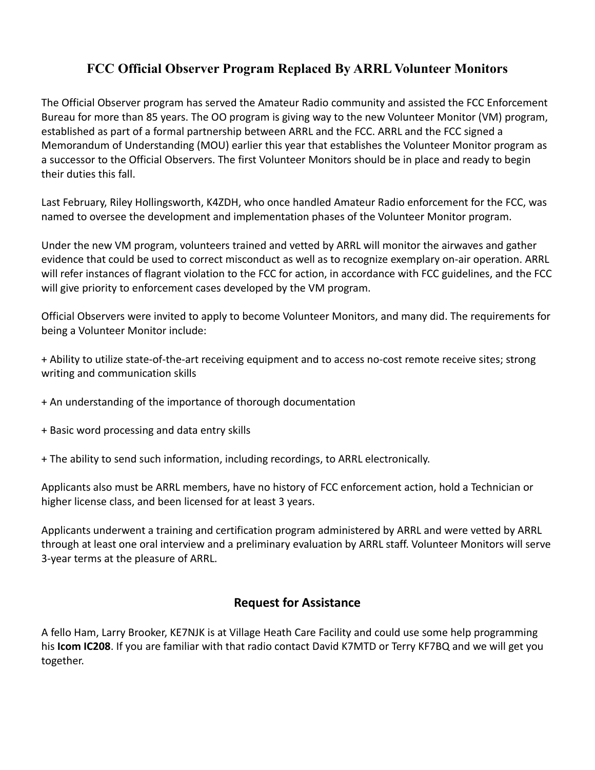## FCC Official Observer Program Replaced By ARRL Volunteer Monitors

The Official Observer program has served the Amateur Radio community and assisted the FCC Enforcement Bureau for more than 85 years. The OO program is giving way to the new Volunteer Monitor (VM) program, established as part of a formal partnership between ARRL and the FCC. ARRL and the FCC signed a Memorandum of Understanding (MOU) earlier this year that establishes the Volunteer Monitor program as a successor to the Official Observers. The first Volunteer Monitors should be in place and ready to begin their duties this fall.

Last February, Riley Hollingsworth, K4ZDH, who once handled Amateur Radio enforcement for the FCC, was named to oversee the development and implementation phases of the Volunteer Monitor program.

Under the new VM program, volunteers trained and vetted by ARRL will monitor the airwaves and gather evidence that could be used to correct misconduct as well as to recognize exemplary on-air operation. ARRL will refer instances of flagrant violation to the FCC for action, in accordance with FCC guidelines, and the FCC will give priority to enforcement cases developed by the VM program.

Official Observers were invited to apply to become Volunteer Monitors, and many did. The requirements for being a Volunteer Monitor include:

+ Ability to utilize state-of-the-art receiving equipment and to access no-cost remote receive sites; strong writing and communication skills

+ An understanding of the importance of thorough documentation

+ Basic word processing and data entry skills

+ The ability to send such information, including recordings, to ARRL electronically.

Applicants also must be ARRL members, have no history of FCC enforcement action, hold a Technician or higher license class, and been licensed for at least 3 years.

Applicants underwent a training and certification program administered by ARRL and were vetted by ARRL through at least one oral interview and a preliminary evaluation by ARRL staff. Volunteer Monitors will serve 3-year terms at the pleasure of ARRL.

## Request for Assistance

A fello Ham, Larry Brooker, KE7NJK is at Village Heath Care Facility and could use some help programming his **Icom IC208**. If you are familiar with that radio contact David K7MTD or Terry KF7BQ and we will get you together.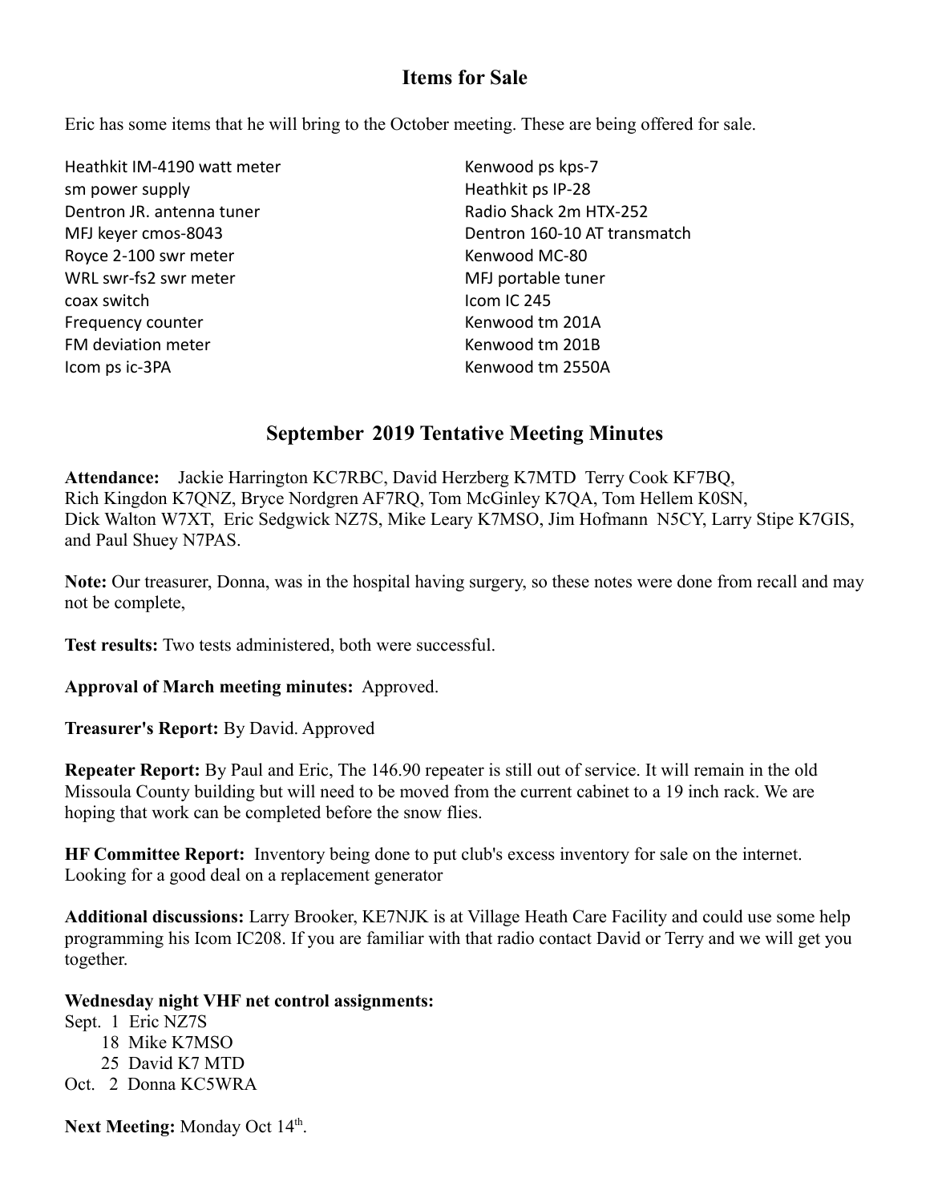## Items for Sale

Eric has some items that he will bring to the October meeting. These are being offered for sale.

- Heathkit IM-4190 watt meter
- sm power supply
- Dentron JR. antenna tuner
- MFJ keyer cmos-8043
- Royce 2-100 swr meter
- WRL swr-fs2 swr meter
- coax switch
- Frequency counter
- FM deviation meter
- Icom ps ic-3PA
- Kenwood ps kps-7
- Heathkit ps IP-28
- Radio Shack 2m HTX-252
- Dentron 160-10 AT transmatch
- Kenwood MC-80
- MFJ portable tuner
- Icom IC 245
- Kenwood tm 201A
- Kenwood tm 201B
- Kenwood tm 2550A

## September 2019 Tentative Meeting Minutes

**Attendance:** Jackie Harrington KC7RBC, David Herzberg K7MTD Terry Cook KF7BQ, Rich Kingdon K7QNZ, Bryce Nordgren AF7RQ, Tom McGinley K7QA, Tom Hellem K0SN, Dick Walton W7XT, Eric Sedgwick NZ7S, Mike Leary K7MSO, Jim Hofmann N5CY, Larry Stipe K7GIS, and Paul Shuey N7PAS.

**Note:** Our treasurer, Donna, was in the hospital having surgery, so these notes were done from recall and may not be complete,

**Test results:** Two tests administered, both were successful.

**Approval of March meeting minutes:** Approved.

**Treasurer's Report:** By David. Approved

**Repeater Report:** By Paul and Eric, The 146.90 repeater is still out of service. It will remain in the old Missoula County building but will need to be moved from the current cabinet to a 19 inch rack. We are hoping that work can be completed before the snow flies.

**HF Committee Report:** Inventory being done to put club's excess inventory for sale on the internet. Looking for a good deal on a replacement generator

**Additional discussions:** Larry Brooker, KE7NJK is at Village Heath Care Facility and could use some help programming his Icom IC208. If you are familiar with that radio contact David or Terry and we will get you together.

**Wednesday night VHF net control assignments:**

Sept. 1 Eric NZ7S
18 Mike K7MSO
25 David K7 MTD
Oct. 2 Donna KC5WRA

**Next Meeting:** Monday Oct 14th.